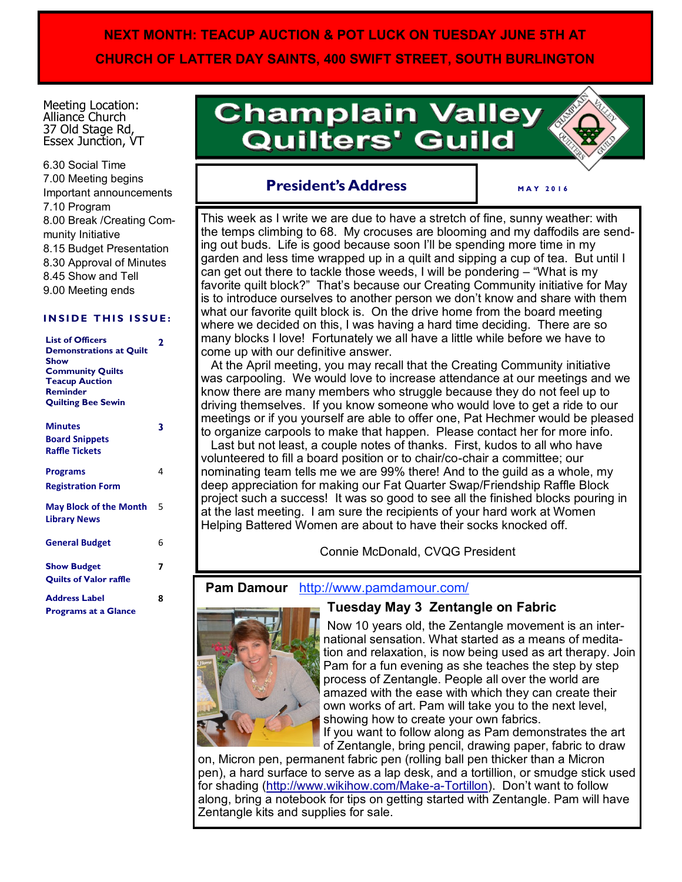**NEXT MONTH: TEACUP AUCTION & POT LUCK ON TUESDAY JUNE 5TH AT CHURCH OF LATTER DAY SAINTS, 400 SWIFT STREET, SOUTH BURLINGTON**

# Champlain Valley Quilters' Guild

MAY 2016

Meeting Location:
Alliance Church
37 Old Stage Rd,
Essex Junction, VT

6.30 Social Time
7.00 Meeting begins
Important announcements
7.10 Program
8.00 Break /Creating Community Initiative
8.15 Budget Presentation
8.30 Approval of Minutes
8.45 Show and Tell
9.00 Meeting ends

**INSIDE THIS ISSUE:**

| | |
|---|---|
| List of Officers<br>Demonstrations at Quilt Show<br>Community Quilts<br>Teacup Auction Reminder<br>Quilting Bee Sewin | 2 |
| Minutes<br>Board Snippets<br>Raffle Tickets | 3 |
| Programs<br>Registration Form | 4 |
| May Block of the Month<br>Library News | 5 |
| General Budget | 6 |
| Show Budget<br>Quilts of Valor raffle | 7 |
| Address Label<br>Programs at a Glance | 8 |

## President's Address

This week as I write we are due to have a stretch of fine, sunny weather: with the temps climbing to 68. My crocuses are blooming and my daffodils are sending out buds. Life is good because soon I'll be spending more time in my garden and less time wrapped up in a quilt and sipping a cup of tea. But until I can get out there to tackle those weeds, I will be pondering – "What is my favorite quilt block?" That's because our Creating Community initiative for May is to introduce ourselves to another person we don't know and share with them what our favorite quilt block is. On the drive home from the board meeting where we decided on this, I was having a hard time deciding. There are so many blocks I love! Fortunately we all have a little while before we have to come up with our definitive answer.

At the April meeting, you may recall that the Creating Community initiative was carpooling. We would love to increase attendance at our meetings and we know there are many members who struggle because they do not feel up to driving themselves. If you know someone who would love to get a ride to our meetings or if you yourself are able to offer one, Pat Hechmer would be pleased to organize carpools to make that happen. Please contact her for more info.

Last but not least, a couple notes of thanks. First, kudos to all who have volunteered to fill a board position or to chair/co-chair a committee; our nominating team tells me we are 99% there! And to the guild as a whole, my deep appreciation for making our Fat Quarter Swap/Friendship Raffle Block project such a success! It was so good to see all the finished blocks pouring in at the last meeting. I am sure the recipients of your hard work at Women Helping Battered Women are about to have their socks knocked off.

Connie McDonald, CVQG President

**Pam Damour** http://www.pamdamour.com/

### Tuesday May 3 Zentangle on Fabric

Now 10 years old, the Zentangle movement is an international sensation. What started as a means of meditation and relaxation, is now being used as art therapy. Join Pam for a fun evening as she teaches the step by step process of Zentangle. People all over the world are amazed with the ease with which they can create their own works of art. Pam will take you to the next level, showing how to create your own fabrics.

If you want to follow along as Pam demonstrates the art of Zentangle, bring pencil, drawing paper, fabric to draw on, Micron pen, permanent fabric pen (rolling ball pen thicker than a Micron pen), a hard surface to serve as a lap desk, and a tortillion, or smudge stick used for shading (http://www.wikihow.com/Make-a-Tortillon). Don't want to follow along, bring a notebook for tips on getting started with Zentangle. Pam will have Zentangle kits and supplies for sale.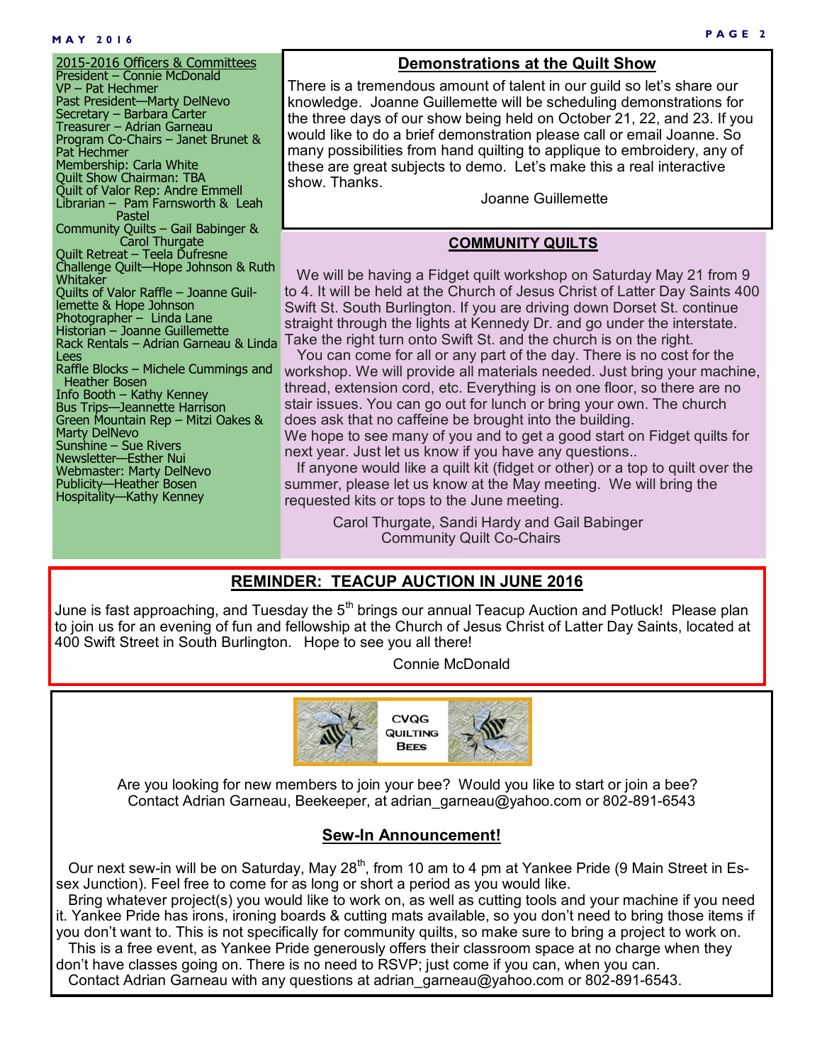## 2015-2016 Officers & Committees

President – Connie McDonald
VP – Pat Hechmer
Past President—Marty DelNevo
Secretary – Barbara Carter
Treasurer – Adrian Garneau
Program Co-Chairs – Janet Brunet & Pat Hechmer
Membership: Carla White
Quilt Show Chairman: TBA
Quilt of Valor Rep: Andre Emmell
Librarian – Pam Farnsworth & Leah Pastel
Community Quilts – Gail Babinger & Carol Thurgate
Quilt Retreat – Teela Dufresne
Challenge Quilt—Hope Johnson & Ruth Whitaker
Quilts of Valor Raffle – Joanne Guillemette & Hope Johnson
Photographer – Linda Lane
Historian – Joanne Guillemette
Rack Rentals – Adrian Garneau & Linda Lees
Raffle Blocks – Michele Cummings and Heather Bosen
Info Booth – Kathy Kenney
Bus Trips—Jeannette Harrison
Green Mountain Rep – Mitzi Oakes & Marty DelNevo
Sunshine – Sue Rivers
Newsletter—Esther Nui
Webmaster: Marty DelNevo
Publicity—Heather Bosen
Hospitality—Kathy Kenney

## Demonstrations at the Quilt Show

There is a tremendous amount of talent in our guild so let's share our knowledge. Joanne Guillemette will be scheduling demonstrations for the three days of our show being held on October 21, 22, and 23. If you would like to do a brief demonstration please call or email Joanne. So many possibilities from hand quilting to applique to embroidery, any of these are great subjects to demo. Let's make this a real interactive show. Thanks.

Joanne Guillemette

## COMMUNITY QUILTS

We will be having a Fidget quilt workshop on Saturday May 21 from 9 to 4. It will be held at the Church of Jesus Christ of Latter Day Saints 400 Swift St. South Burlington. If you are driving down Dorset St. continue straight through the lights at Kennedy Dr. and go under the interstate. Take the right turn onto Swift St. and the church is on the right.

You can come for all or any part of the day. There is no cost for the workshop. We will provide all materials needed. Just bring your machine, thread, extension cord, etc. Everything is on one floor, so there are no stair issues. You can go out for lunch or bring your own. The church does ask that no caffeine be brought into the building.

We hope to see many of you and to get a good start on Fidget quilts for next year. Just let us know if you have any questions..

If anyone would like a quilt kit (fidget or other) or a top to quilt over the summer, please let us know at the May meeting. We will bring the requested kits or tops to the June meeting.

Carol Thurgate, Sandi Hardy and Gail Babinger
Community Quilt Co-Chairs

## REMINDER: TEACUP AUCTION IN JUNE 2016

June is fast approaching, and Tuesday the 5th brings our annual Teacup Auction and Potluck! Please plan to join us for an evening of fun and fellowship at the Church of Jesus Christ of Latter Day Saints, located at 400 Swift Street in South Burlington. Hope to see you all there!

Connie McDonald

CVQG QUILTING BEES

Are you looking for new members to join your bee? Would you like to start or join a bee? Contact Adrian Garneau, Beekeeper, at adrian_garneau@yahoo.com or 802-891-6543

## Sew-In Announcement!

Our next sew-in will be on Saturday, May 28th, from 10 am to 4 pm at Yankee Pride (9 Main Street in Essex Junction). Feel free to come for as long or short a period as you would like.

Bring whatever project(s) you would like to work on, as well as cutting tools and your machine if you need it. Yankee Pride has irons, ironing boards & cutting mats available, so you don't need to bring those items if you don't want to. This is not specifically for community quilts, so make sure to bring a project to work on.

This is a free event, as Yankee Pride generously offers their classroom space at no charge when they don't have classes going on. There is no need to RSVP; just come if you can, when you can.

Contact Adrian Garneau with any questions at adrian_garneau@yahoo.com or 802-891-6543.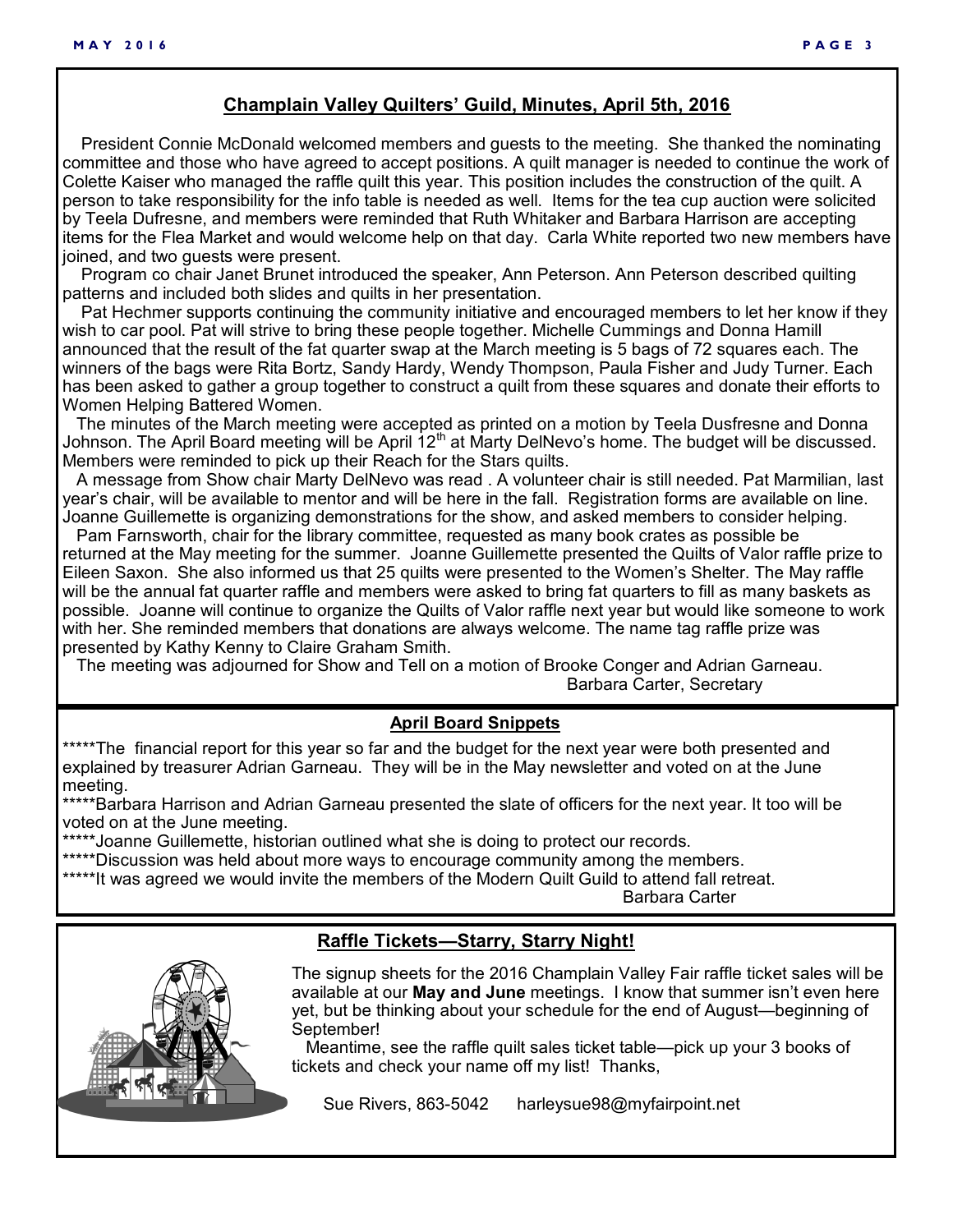## Champlain Valley Quilters' Guild, Minutes, April 5th, 2016

President Connie McDonald welcomed members and guests to the meeting. She thanked the nominating committee and those who have agreed to accept positions. A quilt manager is needed to continue the work of Colette Kaiser who managed the raffle quilt this year. This position includes the construction of the quilt. A person to take responsibility for the info table is needed as well. Items for the tea cup auction were solicited by Teela Dufresne, and members were reminded that Ruth Whitaker and Barbara Harrison are accepting items for the Flea Market and would welcome help on that day. Carla White reported two new members have joined, and two guests were present.

Program co chair Janet Brunet introduced the speaker, Ann Peterson. Ann Peterson described quilting patterns and included both slides and quilts in her presentation.

Pat Hechmer supports continuing the community initiative and encouraged members to let her know if they wish to car pool. Pat will strive to bring these people together. Michelle Cummings and Donna Hamill announced that the result of the fat quarter swap at the March meeting is 5 bags of 72 squares each. The winners of the bags were Rita Bortz, Sandy Hardy, Wendy Thompson, Paula Fisher and Judy Turner. Each has been asked to gather a group together to construct a quilt from these squares and donate their efforts to Women Helping Battered Women.

The minutes of the March meeting were accepted as printed on a motion by Teela Dusfresne and Donna Johnson. The April Board meeting will be April 12th at Marty DelNevo's home. The budget will be discussed. Members were reminded to pick up their Reach for the Stars quilts.

A message from Show chair Marty DelNevo was read . A volunteer chair is still needed. Pat Marmilian, last year's chair, will be available to mentor and will be here in the fall. Registration forms are available on line. Joanne Guillemette is organizing demonstrations for the show, and asked members to consider helping.

Pam Farnsworth, chair for the library committee, requested as many book crates as possible be returned at the May meeting for the summer. Joanne Guillemette presented the Quilts of Valor raffle prize to Eileen Saxon. She also informed us that 25 quilts were presented to the Women's Shelter. The May raffle will be the annual fat quarter raffle and members were asked to bring fat quarters to fill as many baskets as possible. Joanne will continue to organize the Quilts of Valor raffle next year but would like someone to work with her. She reminded members that donations are always welcome. The name tag raffle prize was presented by Kathy Kenny to Claire Graham Smith.

The meeting was adjourned for Show and Tell on a motion of Brooke Conger and Adrian Garneau.

Barbara Carter, Secretary

## April Board Snippets

*****The financial report for this year so far and the budget for the next year were both presented and explained by treasurer Adrian Garneau. They will be in the May newsletter and voted on at the June meeting.

*****Barbara Harrison and Adrian Garneau presented the slate of officers for the next year. It too will be voted on at the June meeting.

*****Joanne Guillemette, historian outlined what she is doing to protect our records.

*****Discussion was held about more ways to encourage community among the members.

*****It was agreed we would invite the members of the Modern Quilt Guild to attend fall retreat.

Barbara Carter

## Raffle Tickets—Starry, Starry Night!

The signup sheets for the 2016 Champlain Valley Fair raffle ticket sales will be available at our **May and June** meetings. I know that summer isn't even here yet, but be thinking about your schedule for the end of August—beginning of September!

Meantime, see the raffle quilt sales ticket table—pick up your 3 books of tickets and check your name off my list! Thanks,

Sue Rivers, 863-5042 harleysue98@myfairpoint.net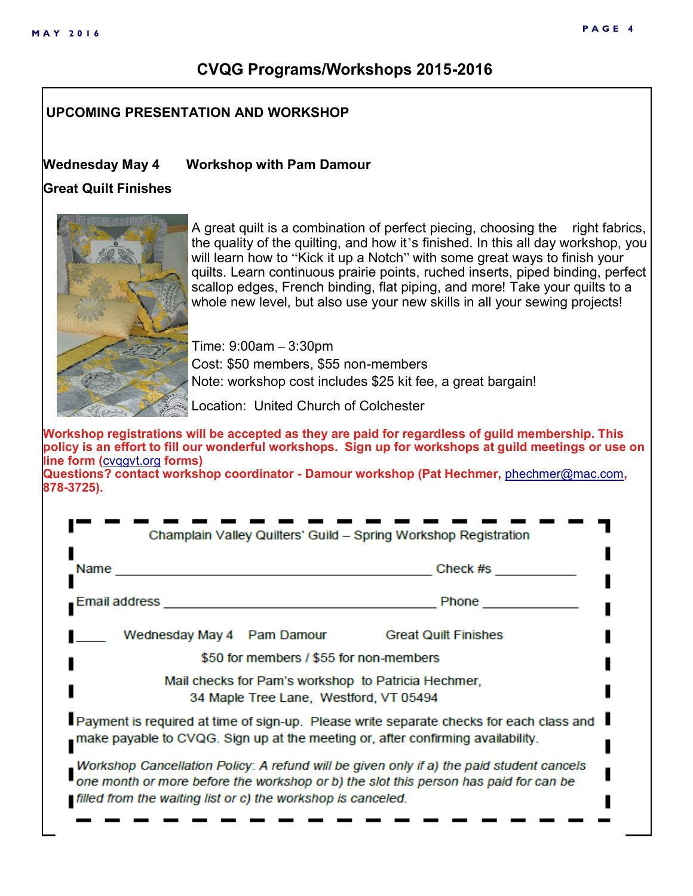# CVQG Programs/Workshops 2015-2016

## UPCOMING PRESENTATION AND WORKSHOP

**Wednesday May 4 Workshop with Pam Damour**

**Great Quilt Finishes**

A great quilt is a combination of perfect piecing, choosing the right fabrics, the quality of the quilting, and how it's finished. In this all day workshop, you will learn how to "Kick it up a Notch" with some great ways to finish your quilts. Learn continuous prairie points, ruched inserts, piped binding, perfect scallop edges, French binding, flat piping, and more! Take your quilts to a whole new level, but also use your new skills in all your sewing projects!

Time: 9:00am – 3:30pm

Cost: $50 members, $55 non-members

Note: workshop cost includes $25 kit fee, a great bargain!

Location: United Church of Colchester

**Workshop registrations will be accepted as they are paid for regardless of guild membership. This policy is an effort to fill our wonderful workshops. Sign up for workshops at guild meetings or use on line form (cvqgvt.org forms)**

**Questions? contact workshop coordinator - Damour workshop (Pat Hechmer, phechmer@mac.com, 878-3725).**

---

Champlain Valley Quilters' Guild – Spring Workshop Registration

Name ______________________________ Check #s __________

Email address ______________________________ Phone __________

____ Wednesday May 4 Pam Damour Great Quilt Finishes

$50 for members / $55 for non-members

Mail checks for Pam's workshop to Patricia Hechmer,
34 Maple Tree Lane, Westford, VT 05494

Payment is required at time of sign-up. Please write separate checks for each class and make payable to CVQG. Sign up at the meeting or, after confirming availability.

*Workshop Cancellation Policy: A refund will be given only if a) the paid student cancels one month or more before the workshop or b) the slot this person has paid for can be filled from the waiting list or c) the workshop is canceled.*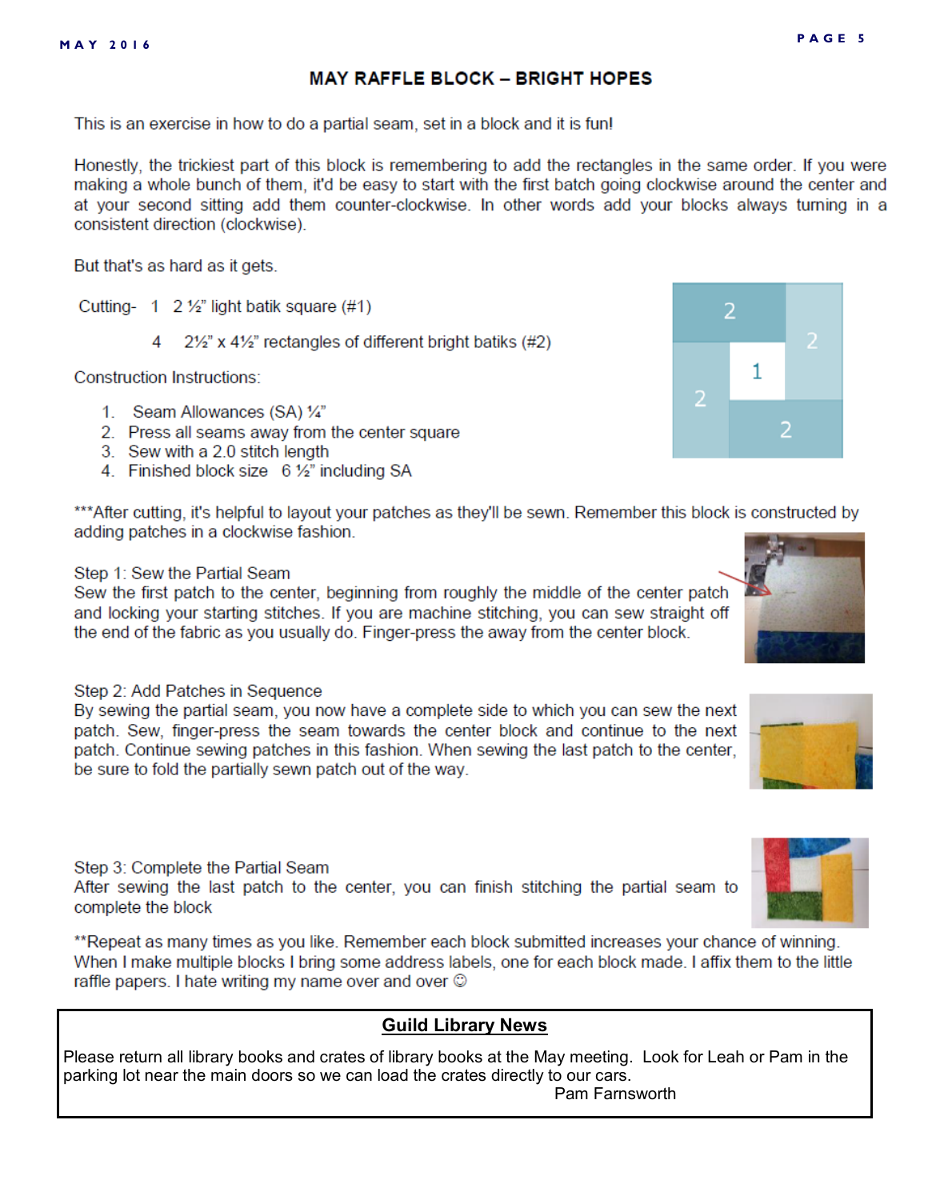## MAY RAFFLE BLOCK – BRIGHT HOPES

This is an exercise in how to do a partial seam, set in a block and it is fun!

Honestly, the trickiest part of this block is remembering to add the rectangles in the same order. If you were making a whole bunch of them, it'd be easy to start with the first batch going clockwise around the center and at your second sitting add them counter-clockwise. In other words add your blocks always turning in a consistent direction (clockwise).

But that's as hard as it gets.

Cutting- 1 2 ½" light batik square (#1)

4 2½" x 4½" rectangles of different bright batiks (#2)

Construction Instructions:

1. Seam Allowances (SA) ¼"
2. Press all seams away from the center square
3. Sew with a 2.0 stitch length
4. Finished block size 6 ½" including SA

***After cutting, it's helpful to layout your patches as they'll be sewn. Remember this block is constructed by adding patches in a clockwise fashion.

Step 1: Sew the Partial Seam
Sew the first patch to the center, beginning from roughly the middle of the center patch and locking your starting stitches. If you are machine stitching, you can sew straight off the end of the fabric as you usually do. Finger-press the away from the center block.

Step 2: Add Patches in Sequence
By sewing the partial seam, you now have a complete side to which you can sew the next patch. Sew, finger-press the seam towards the center block and continue to the next patch. Continue sewing patches in this fashion. When sewing the last patch to the center, be sure to fold the partially sewn patch out of the way.

Step 3: Complete the Partial Seam
After sewing the last patch to the center, you can finish stitching the partial seam to complete the block

**Repeat as many times as you like. Remember each block submitted increases your chance of winning. When I make multiple blocks I bring some address labels, one for each block made. I affix them to the little raffle papers. I hate writing my name over and over ☺

---

### Guild Library News

Please return all library books and crates of library books at the May meeting. Look for Leah or Pam in the parking lot near the main doors so we can load the crates directly to our cars.

Pam Farnsworth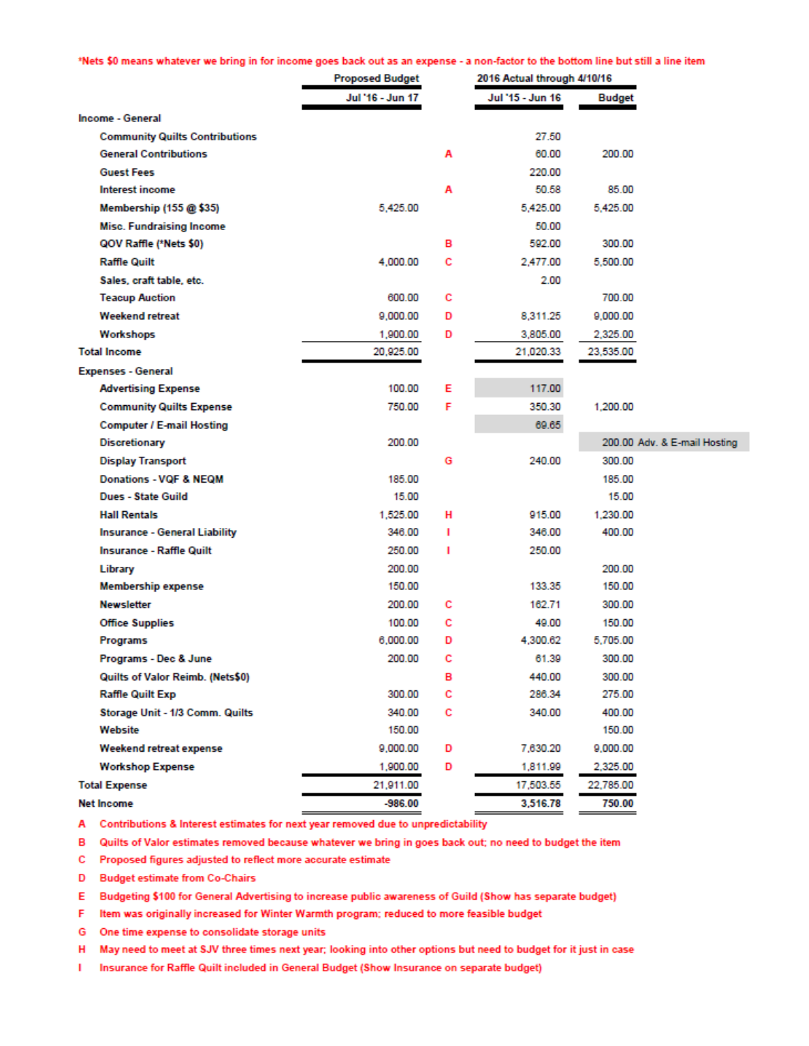*Nets $0 means whatever we bring in for income goes back out as an expense - a non-factor to the bottom line but still a line item

| | Proposed Budget | | 2016 Actual through 4/10/16 | |
|---|---|---|---|---|
| | Jul '16 - Jun 17 | | Jul '15 - Jun 16 | Budget |
| **Income - General** | | | | |
| Community Quilts Contributions | | | 27.50 | |
| General Contributions | | A | 60.00 | 200.00 |
| Guest Fees | | | 220.00 | |
| Interest income | | A | 50.58 | 85.00 |
| Membership (155 @ $35) | 5,425.00 | | 5,425.00 | 5,425.00 |
| Misc. Fundraising Income | | | 50.00 | |
| QOV Raffle (*Nets $0) | | B | 592.00 | 300.00 |
| Raffle Quilt | 4,000.00 | C | 2,477.00 | 5,500.00 |
| Sales, craft table, etc. | | | 2.00 | |
| Teacup Auction | 600.00 | C | | 700.00 |
| Weekend retreat | 9,000.00 | D | 8,311.25 | 9,000.00 |
| Workshops | 1,900.00 | D | 3,805.00 | 2,325.00 |
| **Total Income** | 20,925.00 | | 21,020.33 | 23,535.00 |
| **Expenses - General** | | | | |
| Advertising Expense | 100.00 | E | 117.00 | |
| Community Quilts Expense | 750.00 | F | 350.30 | 1,200.00 |
| Computer / E-mail Hosting | | | 69.65 | |
| Discretionary | 200.00 | | | 200.00 Adv. & E-mail Hosting |
| Display Transport | | G | 240.00 | 300.00 |
| Donations - VQF & NEQM | 185.00 | | | 185.00 |
| Dues - State Guild | 15.00 | | | 15.00 |
| Hall Rentals | 1,525.00 | H | 915.00 | 1,230.00 |
| Insurance - General Liability | 346.00 | I | 346.00 | 400.00 |
| Insurance - Raffle Quilt | 250.00 | I | 250.00 | |
| Library | 200.00 | | | 200.00 |
| Membership expense | 150.00 | | 133.35 | 150.00 |
| Newsletter | 200.00 | C | 162.71 | 300.00 |
| Office Supplies | 100.00 | C | 49.00 | 150.00 |
| Programs | 6,000.00 | D | 4,300.62 | 5,705.00 |
| Programs - Dec & June | 200.00 | C | 61.39 | 300.00 |
| Quilts of Valor Reimb. (Nets$0) | | B | 440.00 | 300.00 |
| Raffle Quilt Exp | 300.00 | C | 286.34 | 275.00 |
| Storage Unit - 1/3 Comm. Quilts | 340.00 | C | 340.00 | 400.00 |
| Website | 150.00 | | | 150.00 |
| Weekend retreat expense | 9,000.00 | D | 7,630.20 | 9,000.00 |
| Workshop Expense | 1,900.00 | D | 1,811.99 | 2,325.00 |
| **Total Expense** | 21,911.00 | | 17,503.55 | 22,785.00 |
| **Net Income** | **-986.00** | | **3,516.78** | **750.00** |

A Contributions & Interest estimates for next year removed due to unpredictability

B Quilts of Valor estimates removed because whatever we bring in goes back out; no need to budget the item

C Proposed figures adjusted to reflect more accurate estimate

D Budget estimate from Co-Chairs

E Budgeting $100 for General Advertising to increase public awareness of Guild (Show has separate budget)

F Item was originally increased for Winter Warmth program; reduced to more feasible budget

G One time expense to consolidate storage units

H May need to meet at SJV three times next year; looking into other options but need to budget for it just in case

I Insurance for Raffle Quilt included in General Budget (Show Insurance on separate budget)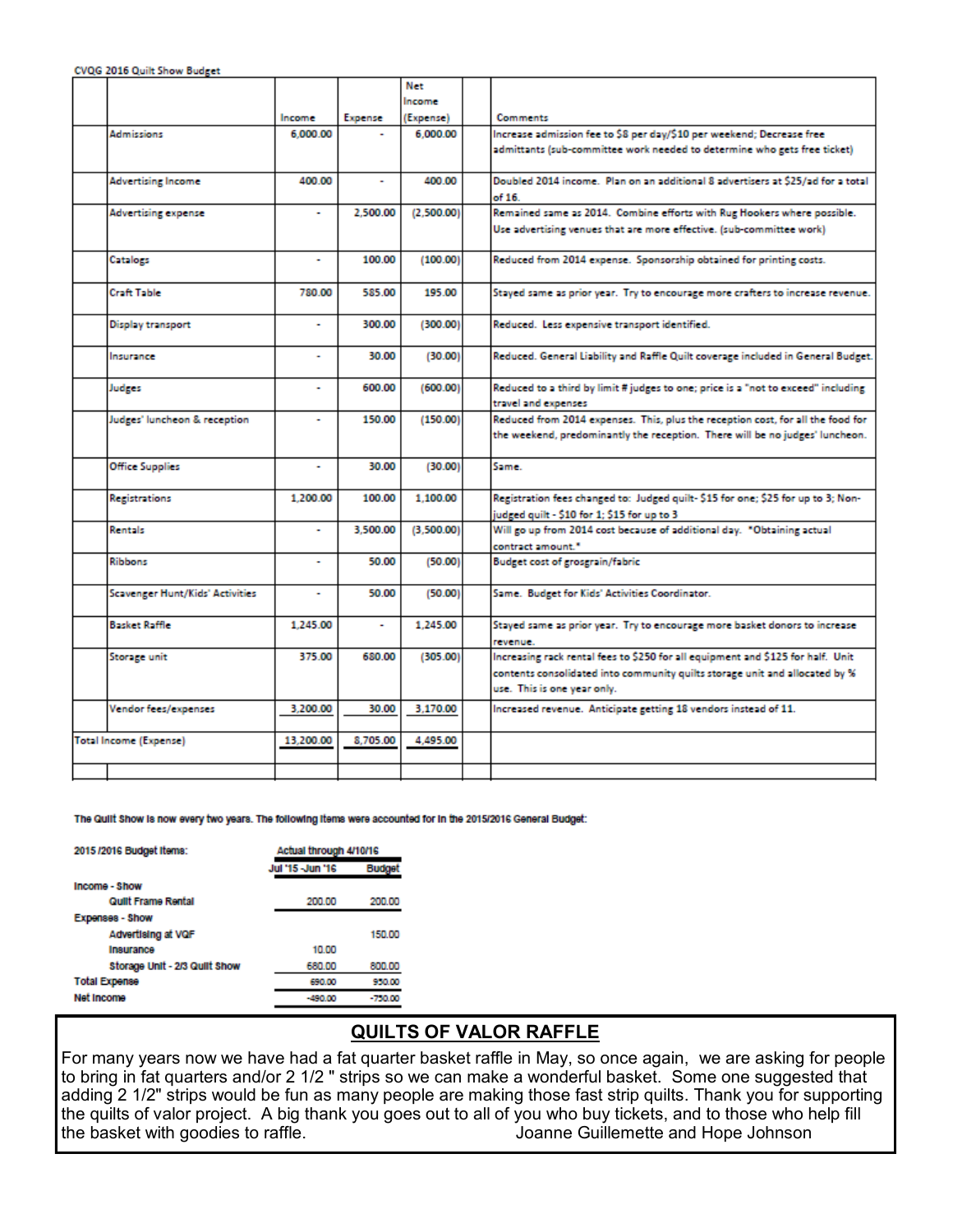CVQG 2016 Quilt Show Budget

| | Income | Expense | Net Income (Expense) | Comments |
|---|---|---|---|---|
| Admissions | 6,000.00 | - | 6,000.00 | Increase admission fee to $8 per day/$10 per weekend; Decrease free admittants (sub-committee work needed to determine who gets free ticket) |
| Advertising Income | 400.00 | - | 400.00 | Doubled 2014 income. Plan on an additional 8 advertisers at $25/ad for a total of 16. |
| Advertising expense | - | 2,500.00 | (2,500.00) | Remained same as 2014. Combine efforts with Rug Hookers where possible. Use advertising venues that are more effective. (sub-committee work) |
| Catalogs | - | 100.00 | (100.00) | Reduced from 2014 expense. Sponsorship obtained for printing costs. |
| Craft Table | 780.00 | 585.00 | 195.00 | Stayed same as prior year. Try to encourage more crafters to increase revenue. |
| Display transport | - | 300.00 | (300.00) | Reduced. Less expensive transport identified. |
| Insurance | - | 30.00 | (30.00) | Reduced. General Liability and Raffle Quilt coverage included in General Budget. |
| Judges | - | 600.00 | (600.00) | Reduced to a third by limit # judges to one; price is a "not to exceed" including travel and expenses |
| Judges' luncheon & reception | - | 150.00 | (150.00) | Reduced from 2014 expenses. This, plus the reception cost, for all the food for the weekend, predominantly the reception. There will be no judges' luncheon. |
| Office Supplies | - | 30.00 | (30.00) | Same. |
| Registrations | 1,200.00 | 100.00 | 1,100.00 | Registration fees changed to: Judged quilt- $15 for one; $25 for up to 3; Non-judged quilt - $10 for 1; $15 for up to 3 |
| Rentals | - | 3,500.00 | (3,500.00) | Will go up from 2014 cost because of additional day. *Obtaining actual contract amount.* |
| Ribbons | - | 50.00 | (50.00) | Budget cost of grosgrain/fabric |
| Scavenger Hunt/Kids' Activities | - | 50.00 | (50.00) | Same. Budget for Kids' Activities Coordinator. |
| Basket Raffle | 1,245.00 | - | 1,245.00 | Stayed same as prior year. Try to encourage more basket donors to increase revenue. |
| Storage unit | 375.00 | 680.00 | (305.00) | Increasing rack rental fees to $250 for all equipment and $125 for half. Unit contents consolidated into community quilts storage unit and allocated by % use. This is one year only. |
| Vendor fees/expenses | 3,200.00 | 30.00 | 3,170.00 | Increased revenue. Anticipate getting 18 vendors instead of 11. |
| Total Income (Expense) | 13,200.00 | 8,705.00 | 4,495.00 | |

**The Quilt Show is now every two years. The following items were accounted for in the 2015/2016 General Budget:**

| 2015/2016 Budget Items: | Actual through 4/10/16 Jul '15 - Jun '16 | Budget |
|---|---|---|
| **Income - Show** | | |
| Quilt Frame Rental | 200.00 | 200.00 |
| **Expenses - Show** | | |
| Advertising at VQF | | 150.00 |
| Insurance | 10.00 | |
| Storage Unit - 2/3 Quilt Show | 680.00 | 800.00 |
| **Total Expense** | 690.00 | 950.00 |
| **Net Income** | -490.00 | -750.00 |

## QUILTS OF VALOR RAFFLE

For many years now we have had a fat quarter basket raffle in May, so once again, we are asking for people to bring in fat quarters and/or 2 1/2 " strips so we can make a wonderful basket. Some one suggested that adding 2 1/2" strips would be fun as many people are making those fast strip quilts. Thank you for supporting the quilts of valor project. A big thank you goes out to all of you who buy tickets, and to those who help fill the basket with goodies to raffle.

Joanne Guillemette and Hope Johnson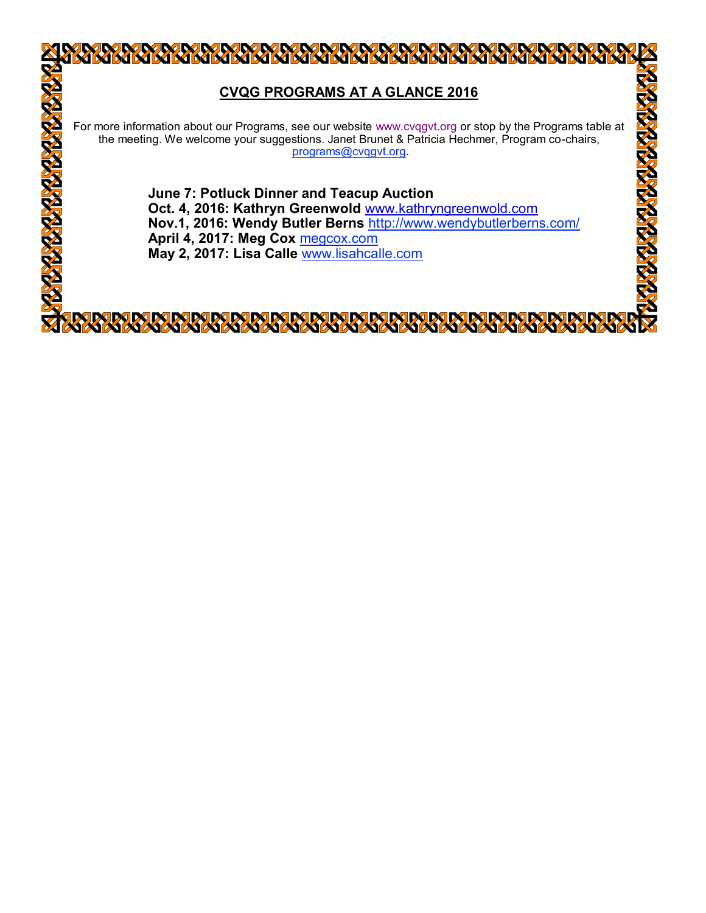## CVQG PROGRAMS AT A GLANCE 2016

For more information about our Programs, see our website www.cvqgvt.org or stop by the Programs table at the meeting. We welcome your suggestions. Janet Brunet & Patricia Hechmer, Program co-chairs, programs@cvqgvt.org.

**June 7: Potluck Dinner and Teacup Auction**
**Oct. 4, 2016: Kathryn Greenwold** www.kathryngreenwold.com
**Nov.1, 2016: Wendy Butler Berns** http://www.wendybutlerberns.com/
**April 4, 2017: Meg Cox** megcox.com
**May 2, 2017: Lisa Calle** www.lisahcalle.com